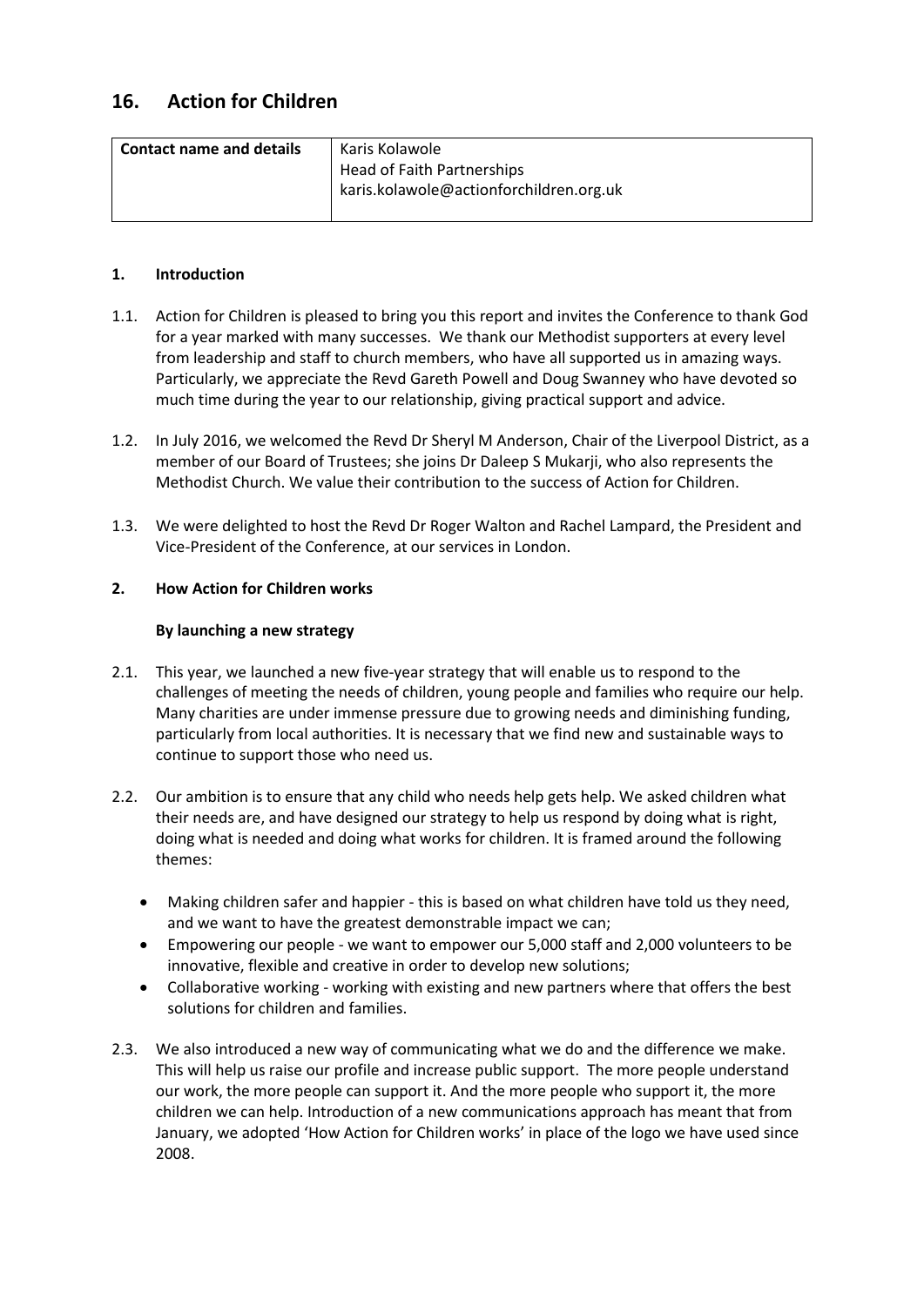## 16. Action for Children

| Contact name and details | Karis Kolawole<br>Head of Faith Partnerships<br>karis.kolawole@actionforchildren.org.uk |
|---|---|

**1. Introduction**

1.1. Action for Children is pleased to bring you this report and invites the Conference to thank God for a year marked with many successes. We thank our Methodist supporters at every level from leadership and staff to church members, who have all supported us in amazing ways. Particularly, we appreciate the Revd Gareth Powell and Doug Swanney who have devoted so much time during the year to our relationship, giving practical support and advice.

1.2. In July 2016, we welcomed the Revd Dr Sheryl M Anderson, Chair of the Liverpool District, as a member of our Board of Trustees; she joins Dr Daleep S Mukarji, who also represents the Methodist Church. We value their contribution to the success of Action for Children.

1.3. We were delighted to host the Revd Dr Roger Walton and Rachel Lampard, the President and Vice-President of the Conference, at our services in London.

**2. How Action for Children works**

**By launching a new strategy**

2.1. This year, we launched a new five-year strategy that will enable us to respond to the challenges of meeting the needs of children, young people and families who require our help. Many charities are under immense pressure due to growing needs and diminishing funding, particularly from local authorities. It is necessary that we find new and sustainable ways to continue to support those who need us.

2.2. Our ambition is to ensure that any child who needs help gets help. We asked children what their needs are, and have designed our strategy to help us respond by doing what is right, doing what is needed and doing what works for children. It is framed around the following themes:

- Making children safer and happier - this is based on what children have told us they need, and we want to have the greatest demonstrable impact we can;
- Empowering our people - we want to empower our 5,000 staff and 2,000 volunteers to be innovative, flexible and creative in order to develop new solutions;
- Collaborative working - working with existing and new partners where that offers the best solutions for children and families.

2.3. We also introduced a new way of communicating what we do and the difference we make. This will help us raise our profile and increase public support. The more people understand our work, the more people can support it. And the more people who support it, the more children we can help. Introduction of a new communications approach has meant that from January, we adopted 'How Action for Children works' in place of the logo we have used since 2008.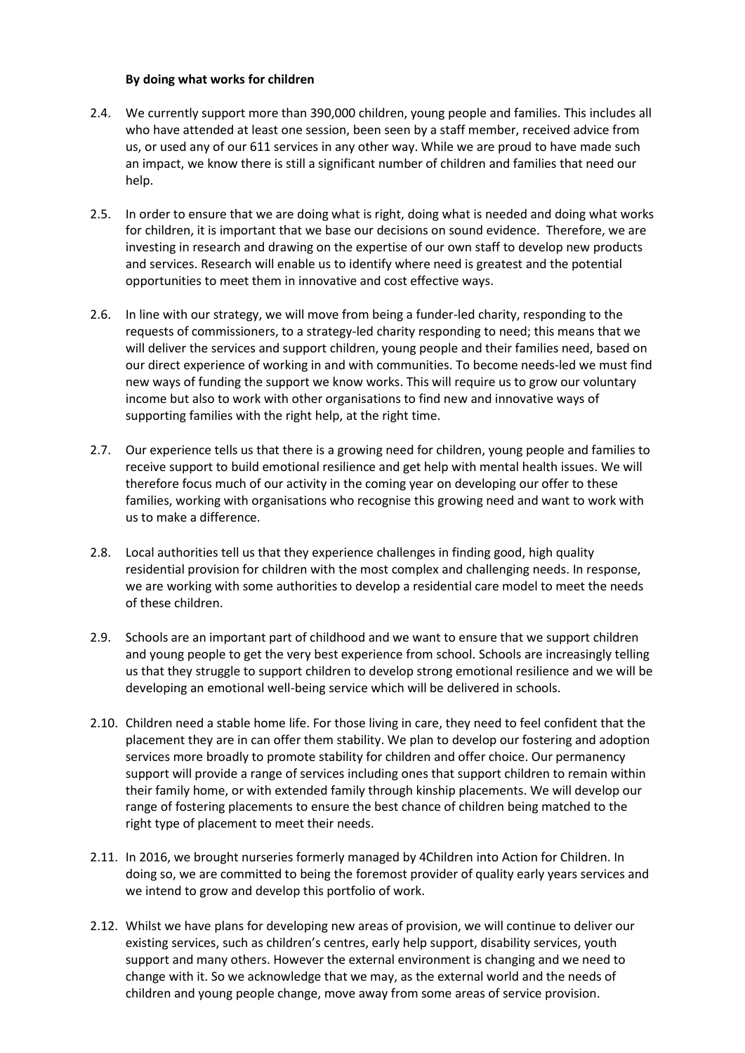**By doing what works for children**

2.4. We currently support more than 390,000 children, young people and families. This includes all who have attended at least one session, been seen by a staff member, received advice from us, or used any of our 611 services in any other way. While we are proud to have made such an impact, we know there is still a significant number of children and families that need our help.

2.5. In order to ensure that we are doing what is right, doing what is needed and doing what works for children, it is important that we base our decisions on sound evidence. Therefore, we are investing in research and drawing on the expertise of our own staff to develop new products and services. Research will enable us to identify where need is greatest and the potential opportunities to meet them in innovative and cost effective ways.

2.6. In line with our strategy, we will move from being a funder-led charity, responding to the requests of commissioners, to a strategy-led charity responding to need; this means that we will deliver the services and support children, young people and their families need, based on our direct experience of working in and with communities. To become needs-led we must find new ways of funding the support we know works. This will require us to grow our voluntary income but also to work with other organisations to find new and innovative ways of supporting families with the right help, at the right time.

2.7. Our experience tells us that there is a growing need for children, young people and families to receive support to build emotional resilience and get help with mental health issues. We will therefore focus much of our activity in the coming year on developing our offer to these families, working with organisations who recognise this growing need and want to work with us to make a difference.

2.8. Local authorities tell us that they experience challenges in finding good, high quality residential provision for children with the most complex and challenging needs. In response, we are working with some authorities to develop a residential care model to meet the needs of these children.

2.9. Schools are an important part of childhood and we want to ensure that we support children and young people to get the very best experience from school. Schools are increasingly telling us that they struggle to support children to develop strong emotional resilience and we will be developing an emotional well-being service which will be delivered in schools.

2.10. Children need a stable home life. For those living in care, they need to feel confident that the placement they are in can offer them stability. We plan to develop our fostering and adoption services more broadly to promote stability for children and offer choice. Our permanency support will provide a range of services including ones that support children to remain within their family home, or with extended family through kinship placements. We will develop our range of fostering placements to ensure the best chance of children being matched to the right type of placement to meet their needs.

2.11. In 2016, we brought nurseries formerly managed by 4Children into Action for Children. In doing so, we are committed to being the foremost provider of quality early years services and we intend to grow and develop this portfolio of work.

2.12. Whilst we have plans for developing new areas of provision, we will continue to deliver our existing services, such as children's centres, early help support, disability services, youth support and many others. However the external environment is changing and we need to change with it. So we acknowledge that we may, as the external world and the needs of children and young people change, move away from some areas of service provision.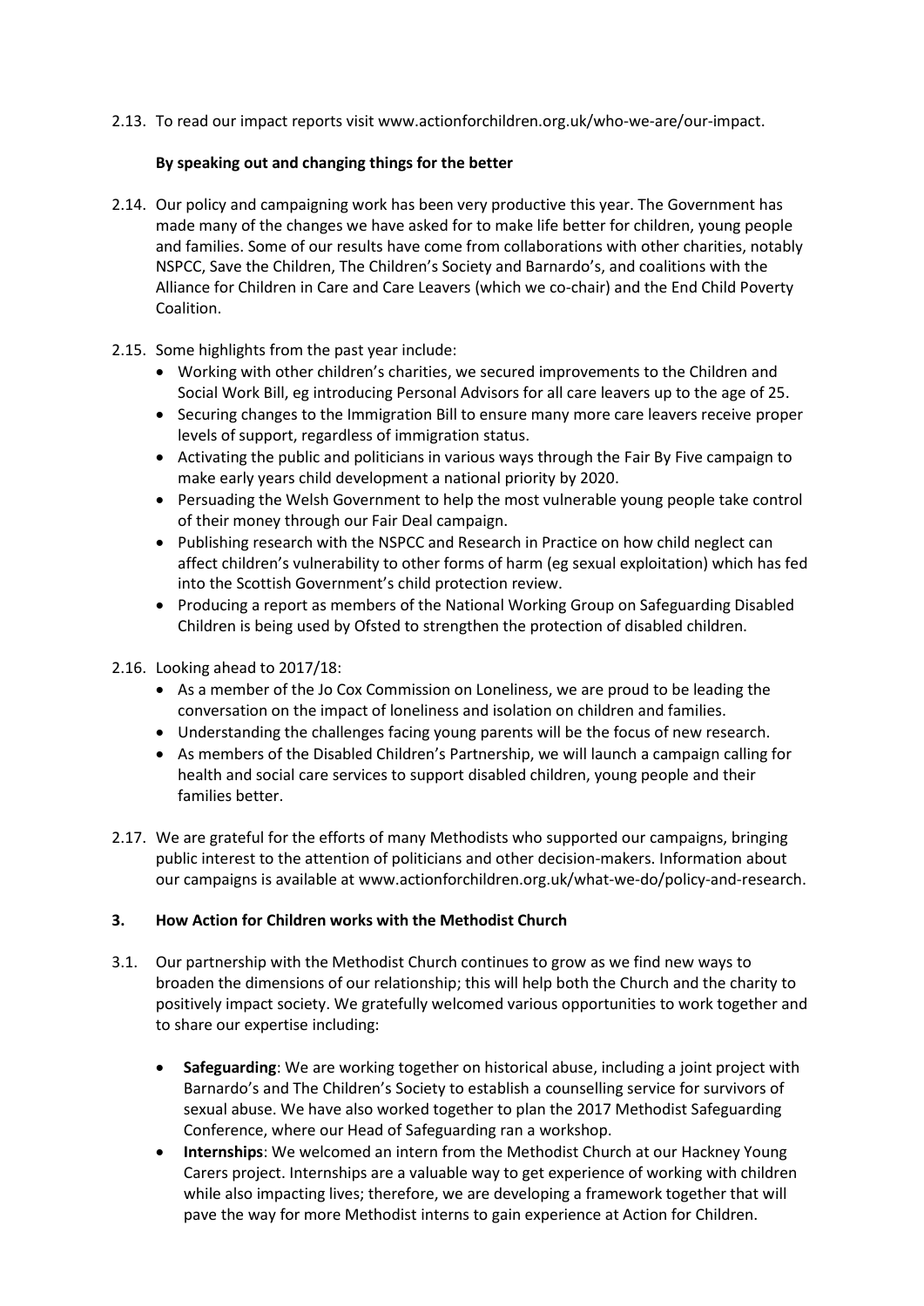2.13. To read our impact reports visit www.actionforchildren.org.uk/who-we-are/our-impact.

**By speaking out and changing things for the better**

2.14. Our policy and campaigning work has been very productive this year. The Government has made many of the changes we have asked for to make life better for children, young people and families. Some of our results have come from collaborations with other charities, notably NSPCC, Save the Children, The Children's Society and Barnardo's, and coalitions with the Alliance for Children in Care and Care Leavers (which we co-chair) and the End Child Poverty Coalition.

2.15. Some highlights from the past year include:

- Working with other children's charities, we secured improvements to the Children and Social Work Bill, eg introducing Personal Advisors for all care leavers up to the age of 25.
- Securing changes to the Immigration Bill to ensure many more care leavers receive proper levels of support, regardless of immigration status.
- Activating the public and politicians in various ways through the Fair By Five campaign to make early years child development a national priority by 2020.
- Persuading the Welsh Government to help the most vulnerable young people take control of their money through our Fair Deal campaign.
- Publishing research with the NSPCC and Research in Practice on how child neglect can affect children's vulnerability to other forms of harm (eg sexual exploitation) which has fed into the Scottish Government's child protection review.
- Producing a report as members of the National Working Group on Safeguarding Disabled Children is being used by Ofsted to strengthen the protection of disabled children.

2.16. Looking ahead to 2017/18:

- As a member of the Jo Cox Commission on Loneliness, we are proud to be leading the conversation on the impact of loneliness and isolation on children and families.
- Understanding the challenges facing young parents will be the focus of new research.
- As members of the Disabled Children's Partnership, we will launch a campaign calling for health and social care services to support disabled children, young people and their families better.

2.17. We are grateful for the efforts of many Methodists who supported our campaigns, bringing public interest to the attention of politicians and other decision-makers. Information about our campaigns is available at www.actionforchildren.org.uk/what-we-do/policy-and-research.

## 3. How Action for Children works with the Methodist Church

3.1. Our partnership with the Methodist Church continues to grow as we find new ways to broaden the dimensions of our relationship; this will help both the Church and the charity to positively impact society. We gratefully welcomed various opportunities to work together and to share our expertise including:

- **Safeguarding**: We are working together on historical abuse, including a joint project with Barnardo's and The Children's Society to establish a counselling service for survivors of sexual abuse. We have also worked together to plan the 2017 Methodist Safeguarding Conference, where our Head of Safeguarding ran a workshop.
- **Internships**: We welcomed an intern from the Methodist Church at our Hackney Young Carers project. Internships are a valuable way to get experience of working with children while also impacting lives; therefore, we are developing a framework together that will pave the way for more Methodist interns to gain experience at Action for Children.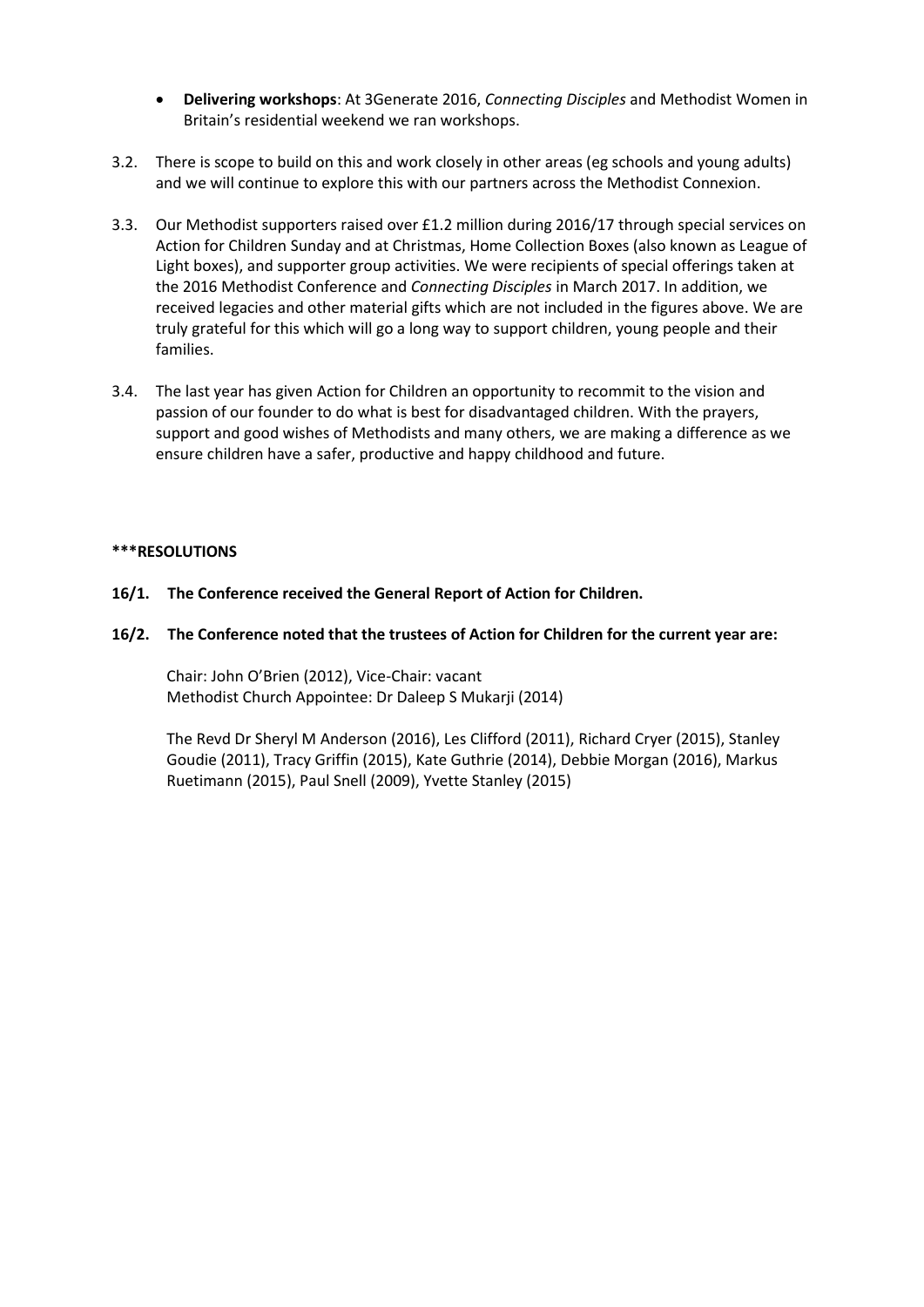- **Delivering workshops**: At 3Generate 2016, *Connecting Disciples* and Methodist Women in Britain's residential weekend we ran workshops.

3.2. There is scope to build on this and work closely in other areas (eg schools and young adults) and we will continue to explore this with our partners across the Methodist Connexion.

3.3. Our Methodist supporters raised over £1.2 million during 2016/17 through special services on Action for Children Sunday and at Christmas, Home Collection Boxes (also known as League of Light boxes), and supporter group activities. We were recipients of special offerings taken at the 2016 Methodist Conference and *Connecting Disciples* in March 2017. In addition, we received legacies and other material gifts which are not included in the figures above. We are truly grateful for this which will go a long way to support children, young people and their families.

3.4. The last year has given Action for Children an opportunity to recommit to the vision and passion of our founder to do what is best for disadvantaged children. With the prayers, support and good wishes of Methodists and many others, we are making a difference as we ensure children have a safer, productive and happy childhood and future.

**\*\*\*RESOLUTIONS**

**16/1. The Conference received the General Report of Action for Children.**

**16/2. The Conference noted that the trustees of Action for Children for the current year are:**

Chair: John O'Brien (2012), Vice-Chair: vacant
Methodist Church Appointee: Dr Daleep S Mukarji (2014)

The Revd Dr Sheryl M Anderson (2016), Les Clifford (2011), Richard Cryer (2015), Stanley Goudie (2011), Tracy Griffin (2015), Kate Guthrie (2014), Debbie Morgan (2016), Markus Ruetimann (2015), Paul Snell (2009), Yvette Stanley (2015)